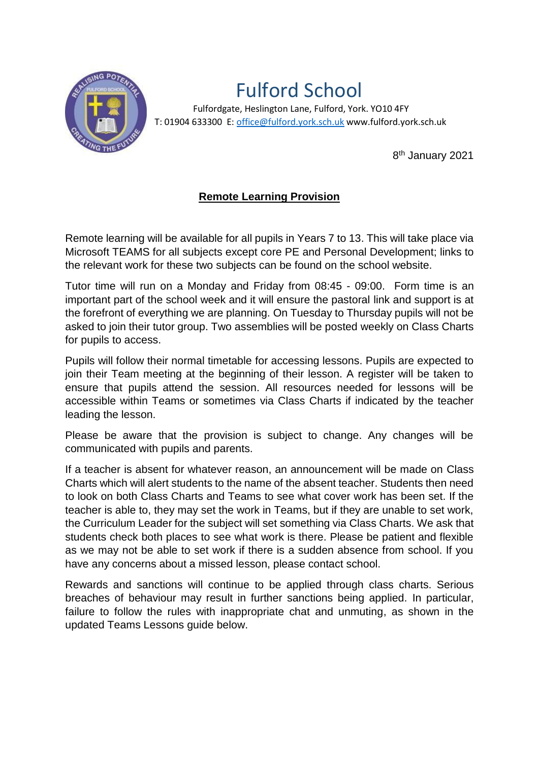# Fulford School

Fulfordgate, Heslington Lane, Fulford, York. YO10 4FY
T: 01904 633300 E: office@fulford.york.sch.uk www.fulford.york.sch.uk

8th January 2021

## Remote Learning Provision

Remote learning will be available for all pupils in Years 7 to 13. This will take place via Microsoft TEAMS for all subjects except core PE and Personal Development; links to the relevant work for these two subjects can be found on the school website.

Tutor time will run on a Monday and Friday from 08:45 - 09:00. Form time is an important part of the school week and it will ensure the pastoral link and support is at the forefront of everything we are planning. On Tuesday to Thursday pupils will not be asked to join their tutor group. Two assemblies will be posted weekly on Class Charts for pupils to access.

Pupils will follow their normal timetable for accessing lessons. Pupils are expected to join their Team meeting at the beginning of their lesson. A register will be taken to ensure that pupils attend the session. All resources needed for lessons will be accessible within Teams or sometimes via Class Charts if indicated by the teacher leading the lesson.

Please be aware that the provision is subject to change. Any changes will be communicated with pupils and parents.

If a teacher is absent for whatever reason, an announcement will be made on Class Charts which will alert students to the name of the absent teacher. Students then need to look on both Class Charts and Teams to see what cover work has been set. If the teacher is able to, they may set the work in Teams, but if they are unable to set work, the Curriculum Leader for the subject will set something via Class Charts. We ask that students check both places to see what work is there. Please be patient and flexible as we may not be able to set work if there is a sudden absence from school. If you have any concerns about a missed lesson, please contact school.

Rewards and sanctions will continue to be applied through class charts. Serious breaches of behaviour may result in further sanctions being applied. In particular, failure to follow the rules with inappropriate chat and unmuting, as shown in the updated Teams Lessons guide below.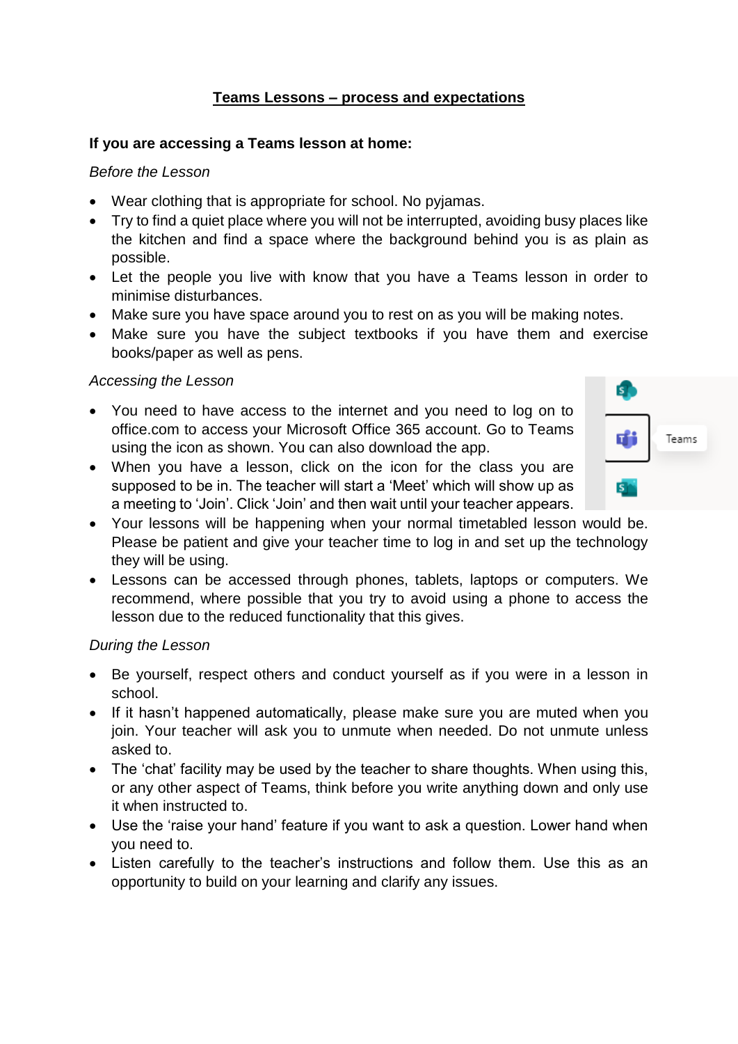# Teams Lessons – process and expectations

**If you are accessing a Teams lesson at home:**

*Before the Lesson*

- Wear clothing that is appropriate for school. No pyjamas.
- Try to find a quiet place where you will not be interrupted, avoiding busy places like the kitchen and find a space where the background behind you is as plain as possible.
- Let the people you live with know that you have a Teams lesson in order to minimise disturbances.
- Make sure you have space around you to rest on as you will be making notes.
- Make sure you have the subject textbooks if you have them and exercise books/paper as well as pens.

*Accessing the Lesson*

- You need to have access to the internet and you need to log on to office.com to access your Microsoft Office 365 account. Go to Teams using the icon as shown. You can also download the app.
- When you have a lesson, click on the icon for the class you are supposed to be in. The teacher will start a 'Meet' which will show up as a meeting to 'Join'. Click 'Join' and then wait until your teacher appears.
- Your lessons will be happening when your normal timetabled lesson would be. Please be patient and give your teacher time to log in and set up the technology they will be using.
- Lessons can be accessed through phones, tablets, laptops or computers. We recommend, where possible that you try to avoid using a phone to access the lesson due to the reduced functionality that this gives.

*During the Lesson*

- Be yourself, respect others and conduct yourself as if you were in a lesson in school.
- If it hasn't happened automatically, please make sure you are muted when you join. Your teacher will ask you to unmute when needed. Do not unmute unless asked to.
- The 'chat' facility may be used by the teacher to share thoughts. When using this, or any other aspect of Teams, think before you write anything down and only use it when instructed to.
- Use the 'raise your hand' feature if you want to ask a question. Lower hand when you need to.
- Listen carefully to the teacher's instructions and follow them. Use this as an opportunity to build on your learning and clarify any issues.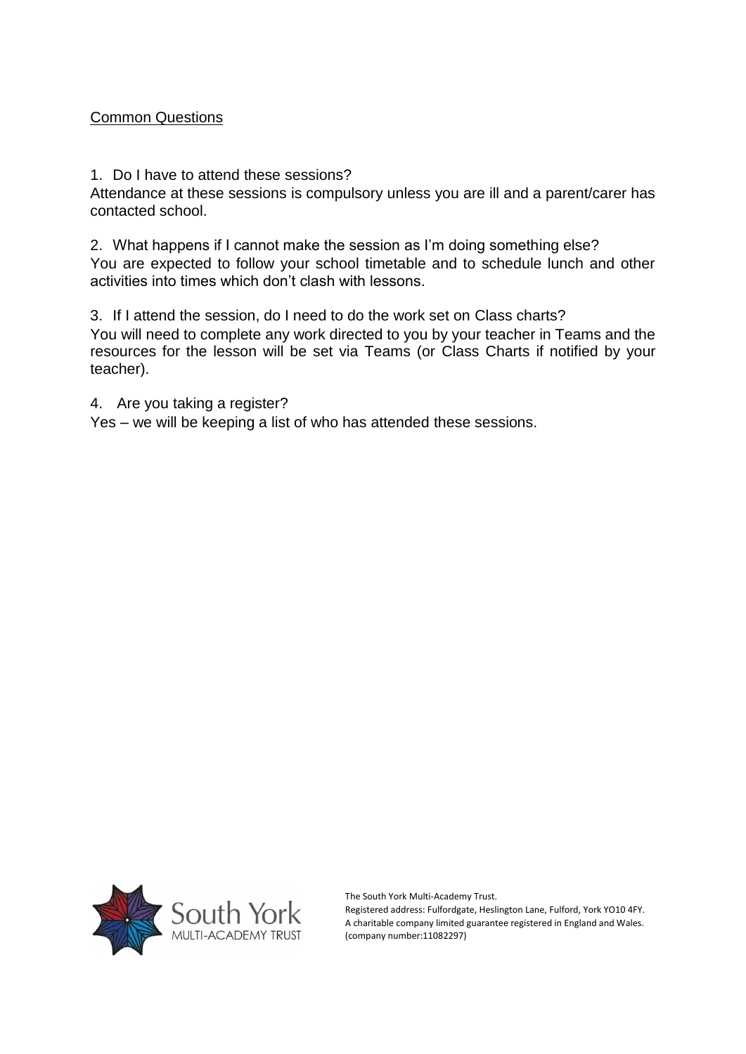Common Questions

1. Do I have to attend these sessions?

Attendance at these sessions is compulsory unless you are ill and a parent/carer has contacted school.

2. What happens if I cannot make the session as I'm doing something else?

You are expected to follow your school timetable and to schedule lunch and other activities into times which don't clash with lessons.

3. If I attend the session, do I need to do the work set on Class charts?

You will need to complete any work directed to you by your teacher in Teams and the resources for the lesson will be set via Teams (or Class Charts if notified by your teacher).

4. Are you taking a register?

Yes – we will be keeping a list of who has attended these sessions.